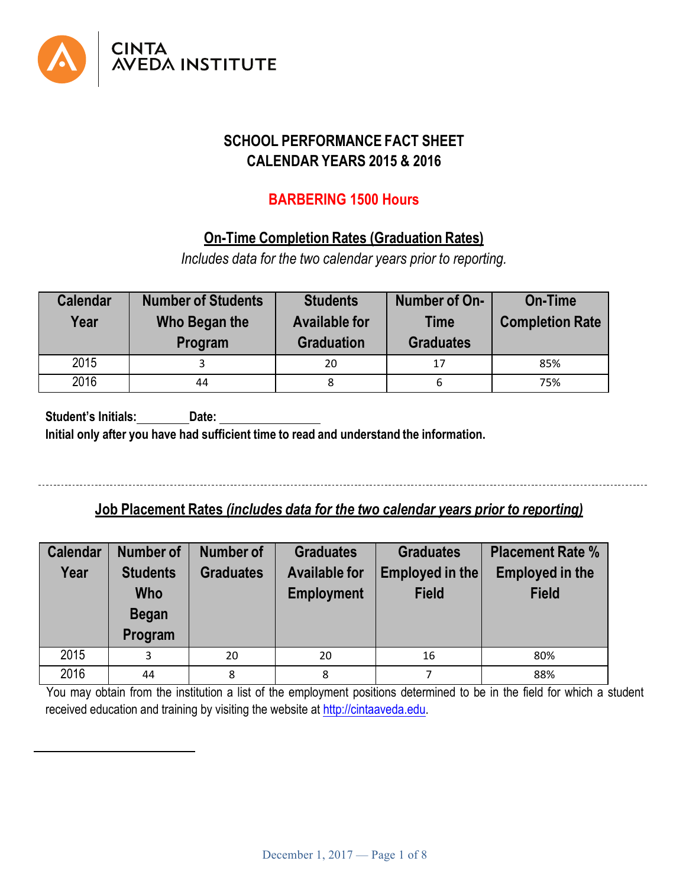CINTA AVEDA INSTITUTE

# SCHOOL PERFORMANCE FACT SHEET
# CALENDAR YEARS 2015 & 2016

## BARBERING 1500 Hours

### On-Time Completion Rates (Graduation Rates)

*Includes data for the two calendar years prior to reporting.*

| Calendar Year | Number of Students Who Began the Program | Students Available for Graduation | Number of On-Time Graduates | On-Time Completion Rate |
|---|---|---|---|---|
| 2015 | 3 | 20 | 17 | 85% |
| 2016 | 44 | 8 | 6 | 75% |

**Student's Initials:\_\_\_\_\_\_\_\_ Date: \_\_\_\_\_\_\_\_\_\_\_\_\_\_\_\_**
**Initial only after you have had sufficient time to read and understand the information.**

---

### Job Placement Rates *(includes data for the two calendar years prior to reporting)*

| Calendar Year | Number of Students Who Began Program | Number of Graduates | Graduates Available for Employment | Graduates Employed in the Field | Placement Rate % Employed in the Field |
|---|---|---|---|---|---|
| 2015 | 3 | 20 | 20 | 16 | 80% |
| 2016 | 44 | 8 | 8 | 7 | 88% |

You may obtain from the institution a list of the employment positions determined to be in the field for which a student received education and training by visiting the website at http://cintaaveda.edu.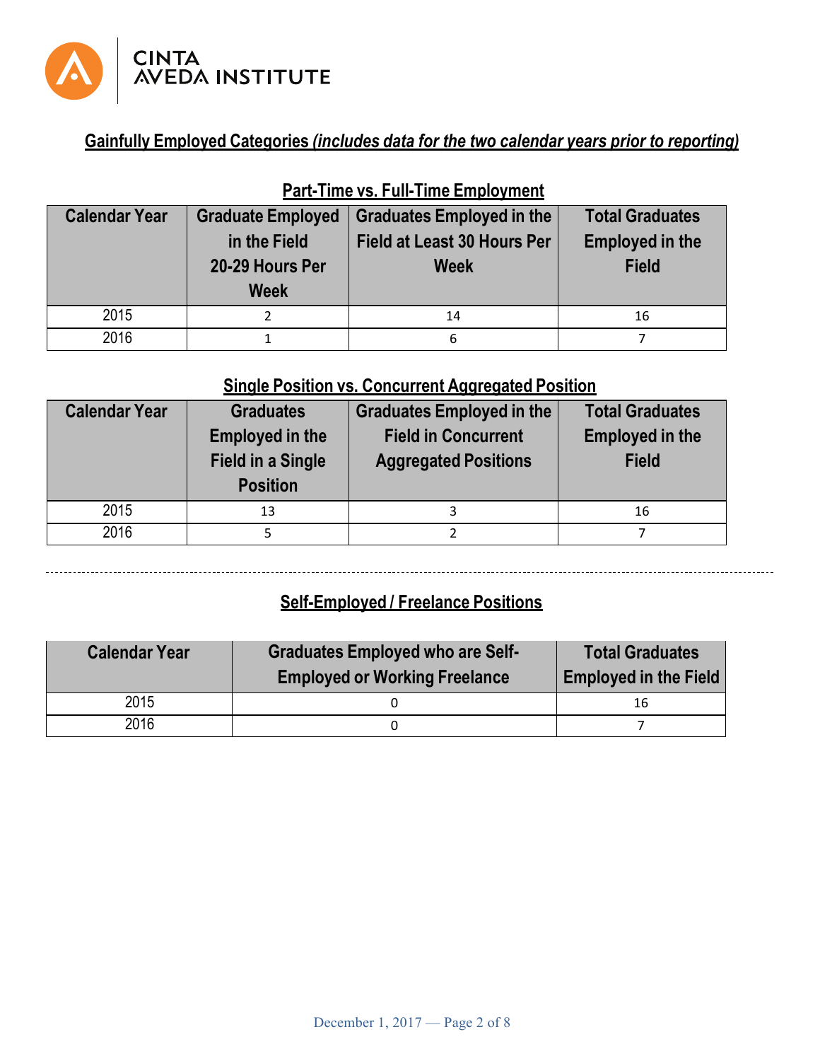CINTA AVEDA INSTITUTE

## Gainfully Employed Categories *(includes data for the two calendar years prior to reporting)*

### Part-Time vs. Full-Time Employment

| Calendar Year | Graduate Employed in the Field 20-29 Hours Per Week | Graduates Employed in the Field at Least 30 Hours Per Week | Total Graduates Employed in the Field |
|---|---|---|---|
| 2015 | 2 | 14 | 16 |
| 2016 | 1 | 6 | 7 |

### Single Position vs. Concurrent Aggregated Position

| Calendar Year | Graduates Employed in the Field in a Single Position | Graduates Employed in the Field in Concurrent Aggregated Positions | Total Graduates Employed in the Field |
|---|---|---|---|
| 2015 | 13 | 3 | 16 |
| 2016 | 5 | 2 | 7 |

---

### Self-Employed / Freelance Positions

| Calendar Year | Graduates Employed who are Self-Employed or Working Freelance | Total Graduates Employed in the Field |
|---|---|---|
| 2015 | 0 | 16 |
| 2016 | 0 | 7 |

December 1, 2017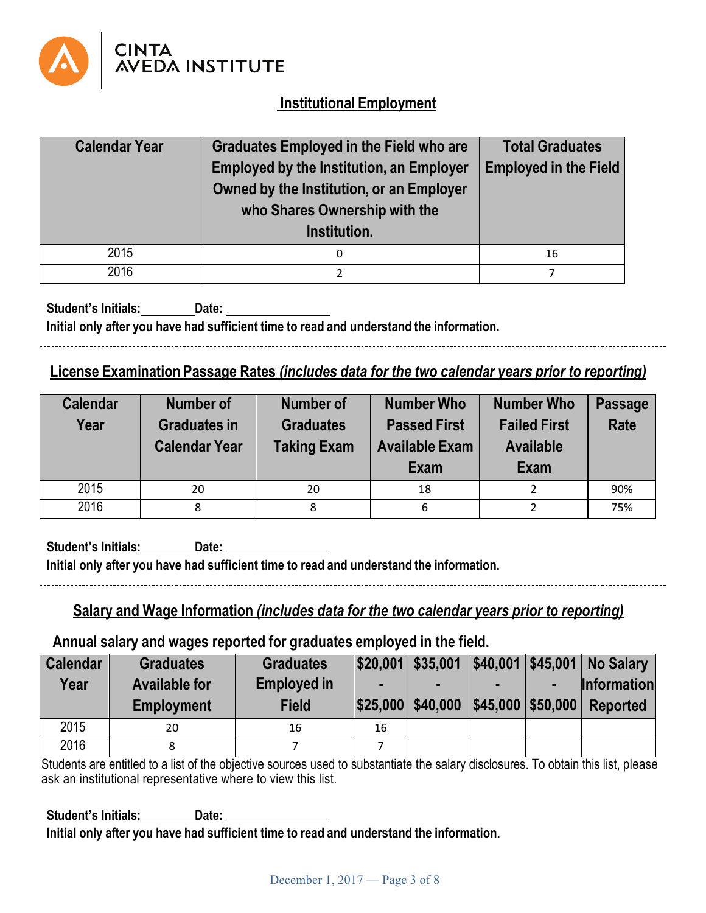CINTA AVEDA INSTITUTE

## Institutional Employment

| Calendar Year | Graduates Employed in the Field who are Employed by the Institution, an Employer Owned by the Institution, or an Employer who Shares Ownership with the Institution. | Total Graduates Employed in the Field |
|---|---|---|
| 2015 | 0 | 16 |
| 2016 | 2 | 7 |

**Student's Initials:________ Date: ________________**
**Initial only after you have had sufficient time to read and understand the information.**

## License Examination Passage Rates *(includes data for the two calendar years prior to reporting)*

| Calendar Year | Number of Graduates in Calendar Year | Number of Graduates Taking Exam | Number Who Passed First Available Exam | Number Who Failed First Available Exam | Passage Rate |
|---|---|---|---|---|---|
| 2015 | 20 | 20 | 18 | 2 | 90% |
| 2016 | 8 | 8 | 6 | 2 | 75% |

**Student's Initials:________ Date: ________________**
**Initial only after you have had sufficient time to read and understand the information.**

## Salary and Wage Information *(includes data for the two calendar years prior to reporting)*

**Annual salary and wages reported for graduates employed in the field.**

| Calendar Year | Graduates Available for Employment | Graduates Employed in Field | $20,001 - $25,000 | $35,001 - $40,000 | $40,001 - $45,000 | $45,001 - $50,000 | No Salary Information Reported |
|---|---|---|---|---|---|---|---|
| 2015 | 20 | 16 | 16 | | | | |
| 2016 | 8 | 7 | 7 | | | | |

Students are entitled to a list of the objective sources used to substantiate the salary disclosures. To obtain this list, please ask an institutional representative where to view this list.

**Student's Initials:________ Date: ________________**
**Initial only after you have had sufficient time to read and understand the information.**

December 1, 2017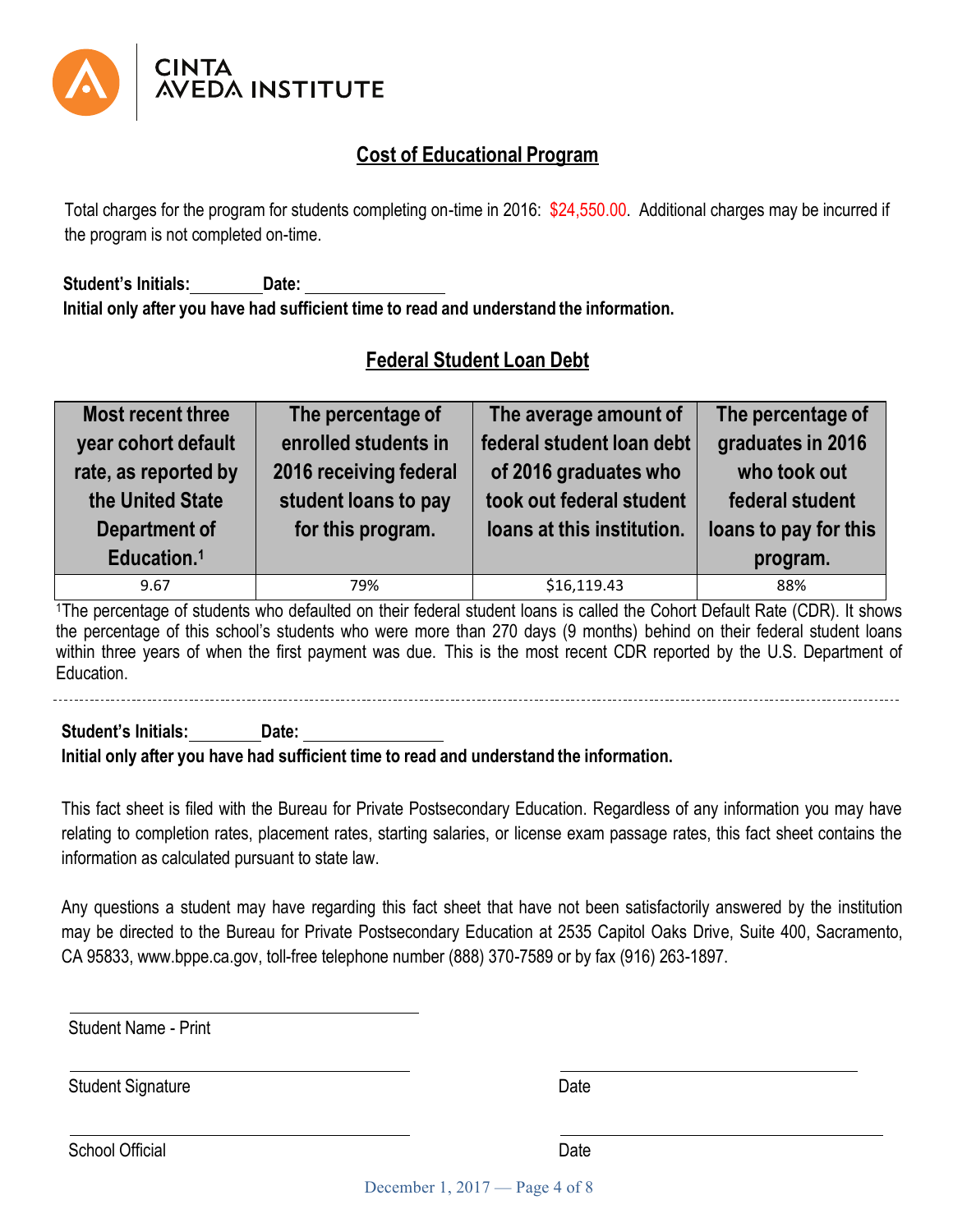CINTA AVEDA INSTITUTE

## Cost of Educational Program

Total charges for the program for students completing on-time in 2016: $24,550.00. Additional charges may be incurred if the program is not completed on-time.

**Student's Initials:\_\_\_\_\_\_\_\_ Date: \_\_\_\_\_\_\_\_\_\_\_\_\_\_\_\_**
**Initial only after you have had sufficient time to read and understand the information.**

## Federal Student Loan Debt

| Most recent three year cohort default rate, as reported by the United State Department of Education.[1] | The percentage of enrolled students in 2016 receiving federal student loans to pay for this program. | The average amount of federal student loan debt of 2016 graduates who took out federal student loans at this institution. | The percentage of graduates in 2016 who took out federal student loans to pay for this program. |
|---|---|---|---|
| 9.67 | 79% | $16,119.43 | 88% |

[1]The percentage of students who defaulted on their federal student loans is called the Cohort Default Rate (CDR). It shows the percentage of this school's students who were more than 270 days (9 months) behind on their federal student loans within three years of when the first payment was due. This is the most recent CDR reported by the U.S. Department of Education.

---

**Student's Initials:\_\_\_\_\_\_\_\_ Date: \_\_\_\_\_\_\_\_\_\_\_\_\_\_\_\_**
**Initial only after you have had sufficient time to read and understand the information.**

This fact sheet is filed with the Bureau for Private Postsecondary Education. Regardless of any information you may have relating to completion rates, placement rates, starting salaries, or license exam passage rates, this fact sheet contains the information as calculated pursuant to state law.

Any questions a student may have regarding this fact sheet that have not been satisfactorily answered by the institution may be directed to the Bureau for Private Postsecondary Education at 2535 Capitol Oaks Drive, Suite 400, Sacramento, CA 95833, www.bppe.ca.gov, toll-free telephone number (888) 370-7589 or by fax (916) 263-1897.

\_\_\_\_\_\_\_\_\_\_\_\_\_\_\_\_\_\_\_\_\_\_\_\_\_\_\_\_\_\_\_\_\_\_\_\_
Student Name - Print

\_\_\_\_\_\_\_\_\_\_\_\_\_\_\_\_\_\_\_\_\_\_\_\_\_\_\_\_\_\_\_\_\_\_\_\_ \_\_\_\_\_\_\_\_\_\_\_\_\_\_\_\_\_\_\_\_\_\_\_\_\_\_\_\_\_\_
Student Signature Date

\_\_\_\_\_\_\_\_\_\_\_\_\_\_\_\_\_\_\_\_\_\_\_\_\_\_\_\_\_\_\_\_\_\_\_\_ \_\_\_\_\_\_\_\_\_\_\_\_\_\_\_\_\_\_\_\_\_\_\_\_\_\_\_\_\_\_
School Official Date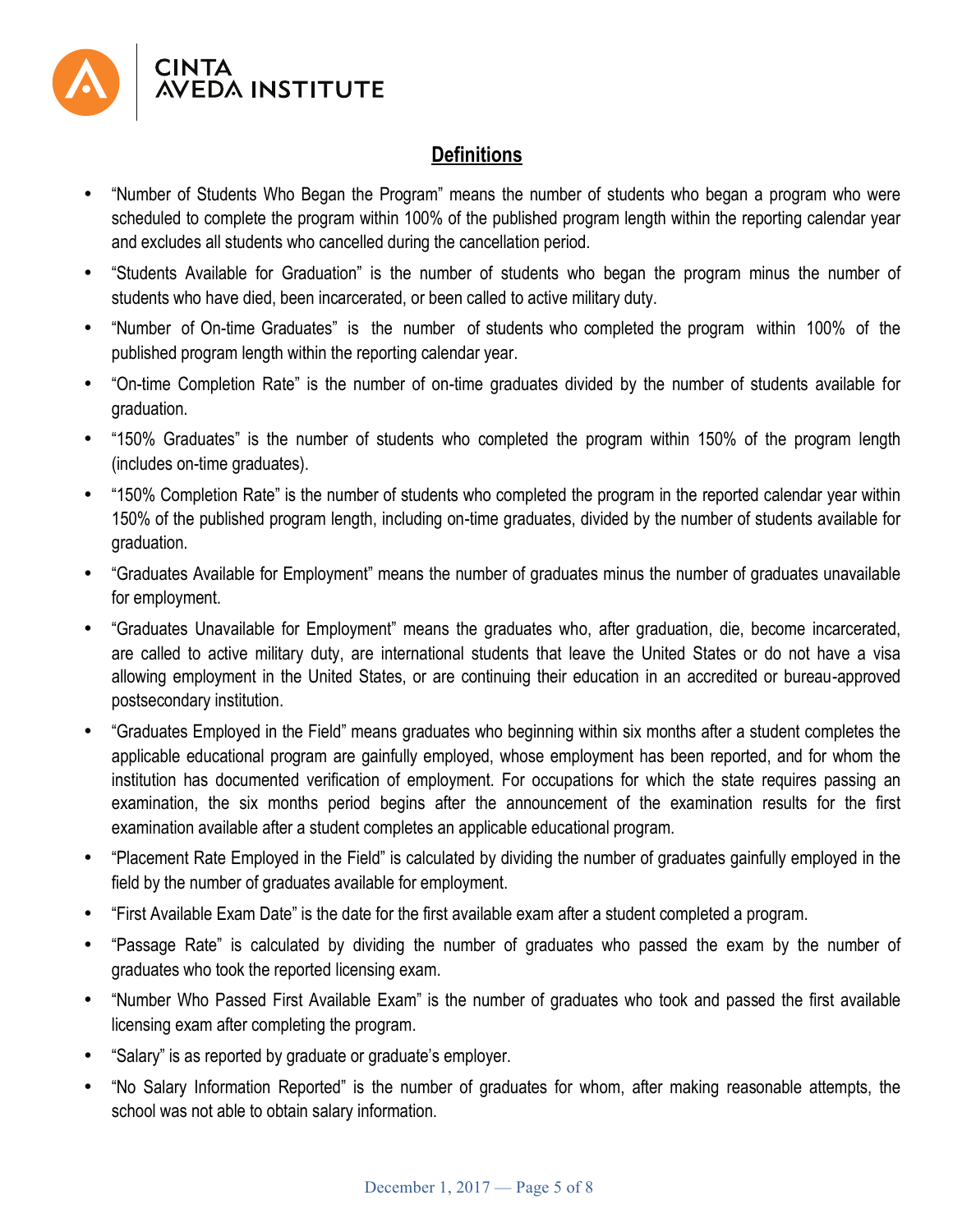## Definitions

- "Number of Students Who Began the Program" means the number of students who began a program who were scheduled to complete the program within 100% of the published program length within the reporting calendar year and excludes all students who cancelled during the cancellation period.
- "Students Available for Graduation" is the number of students who began the program minus the number of students who have died, been incarcerated, or been called to active military duty.
- "Number of On-time Graduates" is the number of students who completed the program within 100% of the published program length within the reporting calendar year.
- "On-time Completion Rate" is the number of on-time graduates divided by the number of students available for graduation.
- "150% Graduates" is the number of students who completed the program within 150% of the program length (includes on-time graduates).
- "150% Completion Rate" is the number of students who completed the program in the reported calendar year within 150% of the published program length, including on-time graduates, divided by the number of students available for graduation.
- "Graduates Available for Employment" means the number of graduates minus the number of graduates unavailable for employment.
- "Graduates Unavailable for Employment" means the graduates who, after graduation, die, become incarcerated, are called to active military duty, are international students that leave the United States or do not have a visa allowing employment in the United States, or are continuing their education in an accredited or bureau-approved postsecondary institution.
- "Graduates Employed in the Field" means graduates who beginning within six months after a student completes the applicable educational program are gainfully employed, whose employment has been reported, and for whom the institution has documented verification of employment. For occupations for which the state requires passing an examination, the six months period begins after the announcement of the examination results for the first examination available after a student completes an applicable educational program.
- "Placement Rate Employed in the Field" is calculated by dividing the number of graduates gainfully employed in the field by the number of graduates available for employment.
- "First Available Exam Date" is the date for the first available exam after a student completed a program.
- "Passage Rate" is calculated by dividing the number of graduates who passed the exam by the number of graduates who took the reported licensing exam.
- "Number Who Passed First Available Exam" is the number of graduates who took and passed the first available licensing exam after completing the program.
- "Salary" is as reported by graduate or graduate's employer.
- "No Salary Information Reported" is the number of graduates for whom, after making reasonable attempts, the school was not able to obtain salary information.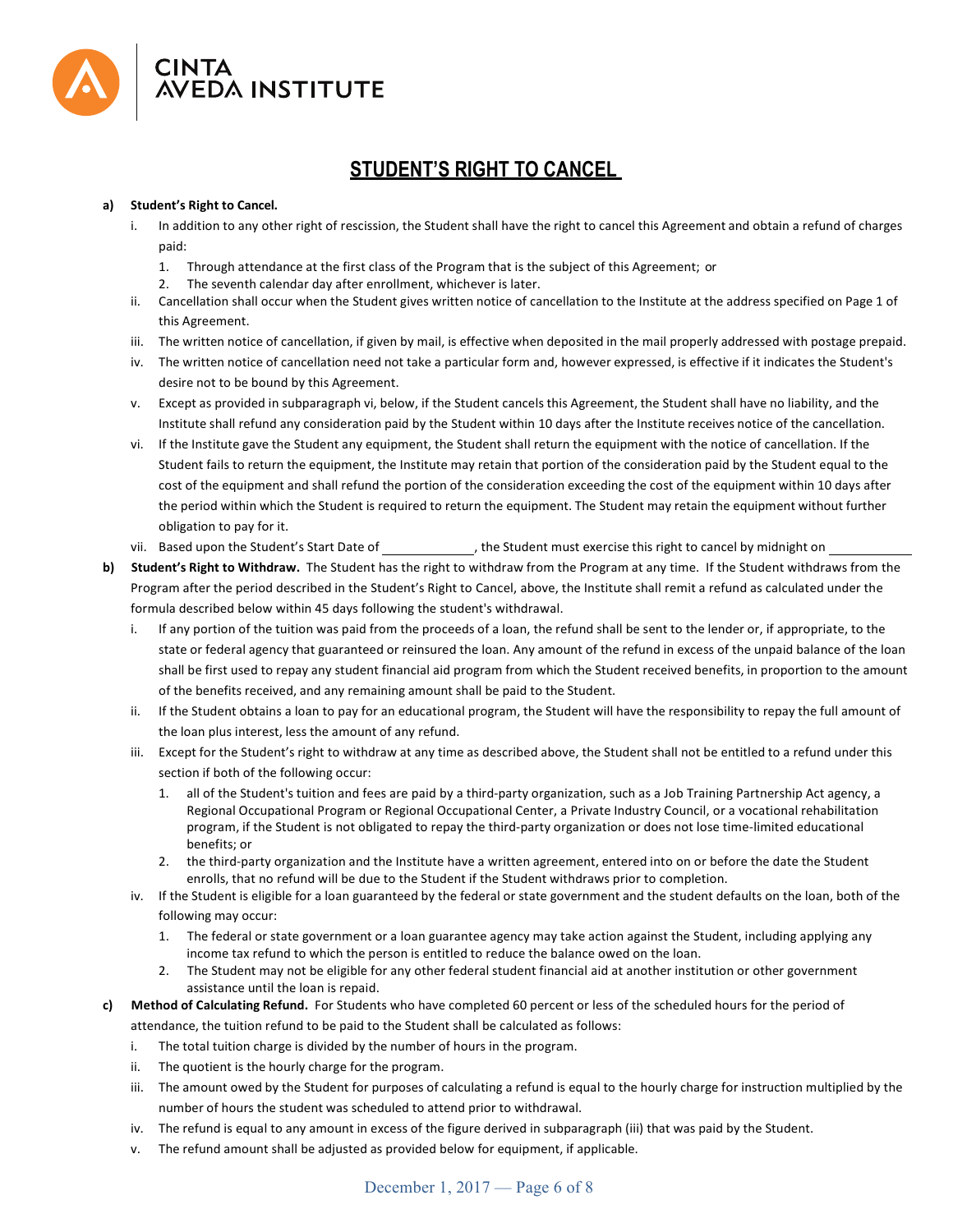# STUDENT'S RIGHT TO CANCEL

**a) Student's Right to Cancel.**

i. In addition to any other right of rescission, the Student shall have the right to cancel this Agreement and obtain a refund of charges paid:

1. Through attendance at the first class of the Program that is the subject of this Agreement; or
2. The seventh calendar day after enrollment, whichever is later.

ii. Cancellation shall occur when the Student gives written notice of cancellation to the Institute at the address specified on Page 1 of this Agreement.

iii. The written notice of cancellation, if given by mail, is effective when deposited in the mail properly addressed with postage prepaid.

iv. The written notice of cancellation need not take a particular form and, however expressed, is effective if it indicates the Student's desire not to be bound by this Agreement.

v. Except as provided in subparagraph vi, below, if the Student cancels this Agreement, the Student shall have no liability, and the Institute shall refund any consideration paid by the Student within 10 days after the Institute receives notice of the cancellation.

vi. If the Institute gave the Student any equipment, the Student shall return the equipment with the notice of cancellation. If the Student fails to return the equipment, the Institute may retain that portion of the consideration paid by the Student equal to the cost of the equipment and shall refund the portion of the consideration exceeding the cost of the equipment within 10 days after the period within which the Student is required to return the equipment. The Student may retain the equipment without further obligation to pay for it.

vii. Based upon the Student's Start Date of \_\_\_\_\_\_\_\_\_\_\_\_, the Student must exercise this right to cancel by midnight on \_\_\_\_\_\_\_\_\_\_\_\_

**b) Student's Right to Withdraw.** The Student has the right to withdraw from the Program at any time. If the Student withdraws from the Program after the period described in the Student's Right to Cancel, above, the Institute shall remit a refund as calculated under the formula described below within 45 days following the student's withdrawal.

i. If any portion of the tuition was paid from the proceeds of a loan, the refund shall be sent to the lender or, if appropriate, to the state or federal agency that guaranteed or reinsured the loan. Any amount of the refund in excess of the unpaid balance of the loan shall be first used to repay any student financial aid program from which the Student received benefits, in proportion to the amount of the benefits received, and any remaining amount shall be paid to the Student.

ii. If the Student obtains a loan to pay for an educational program, the Student will have the responsibility to repay the full amount of the loan plus interest, less the amount of any refund.

iii. Except for the Student's right to withdraw at any time as described above, the Student shall not be entitled to a refund under this section if both of the following occur:

1. all of the Student's tuition and fees are paid by a third-party organization, such as a Job Training Partnership Act agency, a Regional Occupational Program or Regional Occupational Center, a Private Industry Council, or a vocational rehabilitation program, if the Student is not obligated to repay the third-party organization or does not lose time-limited educational benefits; or
2. the third-party organization and the Institute have a written agreement, entered into on or before the date the Student enrolls, that no refund will be due to the Student if the Student withdraws prior to completion.

iv. If the Student is eligible for a loan guaranteed by the federal or state government and the student defaults on the loan, both of the following may occur:

1. The federal or state government or a loan guarantee agency may take action against the Student, including applying any income tax refund to which the person is entitled to reduce the balance owed on the loan.
2. The Student may not be eligible for any other federal student financial aid at another institution or other government assistance until the loan is repaid.

**c) Method of Calculating Refund.** For Students who have completed 60 percent or less of the scheduled hours for the period of attendance, the tuition refund to be paid to the Student shall be calculated as follows:

i. The total tuition charge is divided by the number of hours in the program.

ii. The quotient is the hourly charge for the program.

iii. The amount owed by the Student for purposes of calculating a refund is equal to the hourly charge for instruction multiplied by the number of hours the student was scheduled to attend prior to withdrawal.

iv. The refund is equal to any amount in excess of the figure derived in subparagraph (iii) that was paid by the Student.

v. The refund amount shall be adjusted as provided below for equipment, if applicable.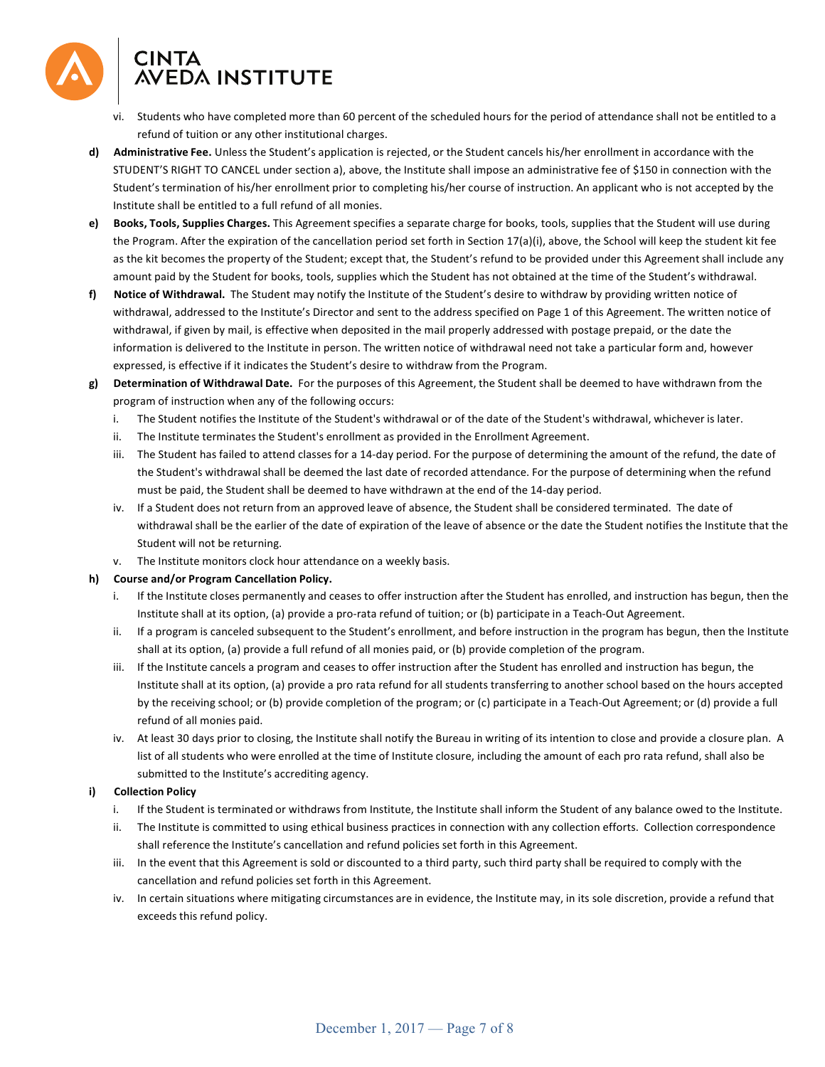vi. Students who have completed more than 60 percent of the scheduled hours for the period of attendance shall not be entitled to a refund of tuition or any other institutional charges.

**d) Administrative Fee.** Unless the Student's application is rejected, or the Student cancels his/her enrollment in accordance with the STUDENT'S RIGHT TO CANCEL under section a), above, the Institute shall impose an administrative fee of $150 in connection with the Student's termination of his/her enrollment prior to completing his/her course of instruction. An applicant who is not accepted by the Institute shall be entitled to a full refund of all monies.

**e) Books, Tools, Supplies Charges.** This Agreement specifies a separate charge for books, tools, supplies that the Student will use during the Program. After the expiration of the cancellation period set forth in Section 17(a)(i), above, the School will keep the student kit fee as the kit becomes the property of the Student; except that, the Student's refund to be provided under this Agreement shall include any amount paid by the Student for books, tools, supplies which the Student has not obtained at the time of the Student's withdrawal.

**f) Notice of Withdrawal.** The Student may notify the Institute of the Student's desire to withdraw by providing written notice of withdrawal, addressed to the Institute's Director and sent to the address specified on Page 1 of this Agreement. The written notice of withdrawal, if given by mail, is effective when deposited in the mail properly addressed with postage prepaid, or the date the information is delivered to the Institute in person. The written notice of withdrawal need not take a particular form and, however expressed, is effective if it indicates the Student's desire to withdraw from the Program.

**g) Determination of Withdrawal Date.** For the purposes of this Agreement, the Student shall be deemed to have withdrawn from the program of instruction when any of the following occurs:

i. The Student notifies the Institute of the Student's withdrawal or of the date of the Student's withdrawal, whichever is later.

ii. The Institute terminates the Student's enrollment as provided in the Enrollment Agreement.

iii. The Student has failed to attend classes for a 14-day period. For the purpose of determining the amount of the refund, the date of the Student's withdrawal shall be deemed the last date of recorded attendance. For the purpose of determining when the refund must be paid, the Student shall be deemed to have withdrawn at the end of the 14-day period.

iv. If a Student does not return from an approved leave of absence, the Student shall be considered terminated. The date of withdrawal shall be the earlier of the date of expiration of the leave of absence or the date the Student notifies the Institute that the Student will not be returning.

v. The Institute monitors clock hour attendance on a weekly basis.

**h) Course and/or Program Cancellation Policy.**

i. If the Institute closes permanently and ceases to offer instruction after the Student has enrolled, and instruction has begun, then the Institute shall at its option, (a) provide a pro-rata refund of tuition; or (b) participate in a Teach-Out Agreement.

ii. If a program is canceled subsequent to the Student's enrollment, and before instruction in the program has begun, then the Institute shall at its option, (a) provide a full refund of all monies paid, or (b) provide completion of the program.

iii. If the Institute cancels a program and ceases to offer instruction after the Student has enrolled and instruction has begun, the Institute shall at its option, (a) provide a pro rata refund for all students transferring to another school based on the hours accepted by the receiving school; or (b) provide completion of the program; or (c) participate in a Teach-Out Agreement; or (d) provide a full refund of all monies paid.

iv. At least 30 days prior to closing, the Institute shall notify the Bureau in writing of its intention to close and provide a closure plan. A list of all students who were enrolled at the time of Institute closure, including the amount of each pro rata refund, shall also be submitted to the Institute's accrediting agency.

**i) Collection Policy**

i. If the Student is terminated or withdraws from Institute, the Institute shall inform the Student of any balance owed to the Institute.

ii. The Institute is committed to using ethical business practices in connection with any collection efforts. Collection correspondence shall reference the Institute's cancellation and refund policies set forth in this Agreement.

iii. In the event that this Agreement is sold or discounted to a third party, such third party shall be required to comply with the cancellation and refund policies set forth in this Agreement.

iv. In certain situations where mitigating circumstances are in evidence, the Institute may, in its sole discretion, provide a refund that exceeds this refund policy.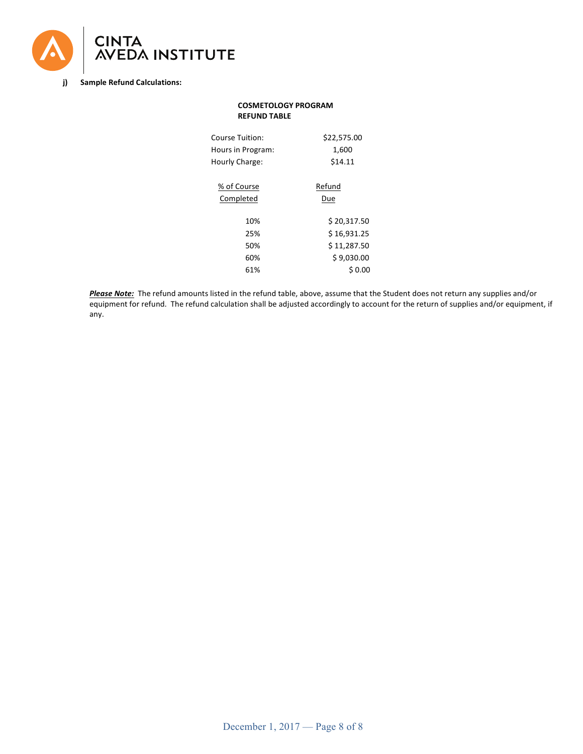**j) Sample Refund Calculations:**

**COSMETOLOGY PROGRAM**
**REFUND TABLE**

| | |
|---|---|
| Course Tuition: | $22,575.00 |
| Hours in Program: | 1,600 |
| Hourly Charge: | $14.11 |

| % of Course Completed | Refund Due |
|---|---|
| 10% | $ 20,317.50 |
| 25% | $ 16,931.25 |
| 50% | $ 11,287.50 |
| 60% | $ 9,030.00 |
| 61% | $ 0.00 |

***Please Note:*** The refund amounts listed in the refund table, above, assume that the Student does not return any supplies and/or equipment for refund. The refund calculation shall be adjusted accordingly to account for the return of supplies and/or equipment, if any.